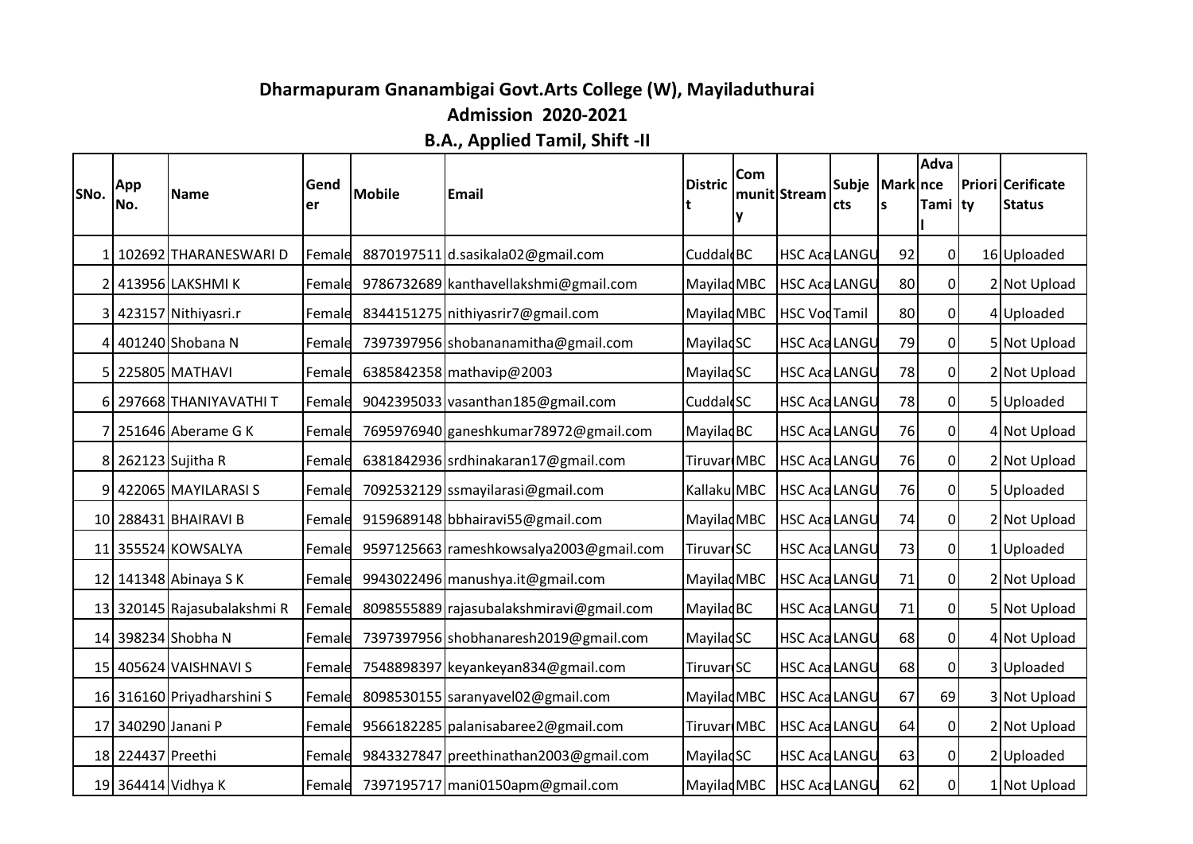# Dharmapuram Gnanambigai Govt.Arts College (W), Mayiladuthurai

## Admission 2020-2021

## B.A., Applied Tamil, Shift -II

| SNo. | App No. | Name | Gender | Mobile | Email | District | Community | Stream | Subjects | Marks | Advance Tamil | Priority | Cerificate Status |
|---|---|---|---|---|---|---|---|---|---|---|---|---|---|
| 1 | 102692 | THARANESWARI D | Female | 8870197511 | d.sasikala02@gmail.com | Cuddalo | BC | HSC Aca | LANGU | 92 | 0 | 16 | Uploaded |
| 2 | 413956 | LAKSHMI K | Female | 9786732689 | kanthavellakshmi@gmail.com | Mayilad | MBC | HSC Aca | LANGU | 80 | 0 | 2 | Not Upload |
| 3 | 423157 | Nithiyasri.r | Female | 8344151275 | nithiyasrir7@gmail.com | Mayilad | MBC | HSC Voc | Tamil | 80 | 0 | 4 | Uploaded |
| 4 | 401240 | Shobana N | Female | 7397397956 | shobananamitha@gmail.com | Mayilad | SC | HSC Aca | LANGU | 79 | 0 | 5 | Not Upload |
| 5 | 225805 | MATHAVI | Female | 6385842358 | mathavip@2003 | Mayilad | SC | HSC Aca | LANGU | 78 | 0 | 2 | Not Upload |
| 6 | 297668 | THANIYAVATHI T | Female | 9042395033 | vasanthan185@gmail.com | Cuddalo | SC | HSC Aca | LANGU | 78 | 0 | 5 | Uploaded |
| 7 | 251646 | Aberame G K | Female | 7695976940 | ganeshkumar78972@gmail.com | Mayilad | BC | HSC Aca | LANGU | 76 | 0 | 4 | Not Upload |
| 8 | 262123 | Sujitha R | Female | 6381842936 | srdhinakaran17@gmail.com | Tiruvar | MBC | HSC Aca | LANGU | 76 | 0 | 2 | Not Upload |
| 9 | 422065 | MAYILARASI S | Female | 7092532129 | ssmayilarasi@gmail.com | Kallaku | MBC | HSC Aca | LANGU | 76 | 0 | 5 | Uploaded |
| 10 | 288431 | BHAIRAVI B | Female | 9159689148 | bbhairavi55@gmail.com | Mayilad | MBC | HSC Aca | LANGU | 74 | 0 | 2 | Not Upload |
| 11 | 355524 | KOWSALYA | Female | 9597125663 | rameshkowsalya2003@gmail.com | Tiruvar | SC | HSC Aca | LANGU | 73 | 0 | 1 | Uploaded |
| 12 | 141348 | Abinaya S K | Female | 9943022496 | manushya.it@gmail.com | Mayilad | MBC | HSC Aca | LANGU | 71 | 0 | 2 | Not Upload |
| 13 | 320145 | Rajasubalakshmi R | Female | 8098555889 | rajasubalakshmiravi@gmail.com | Mayilad | BC | HSC Aca | LANGU | 71 | 0 | 5 | Not Upload |
| 14 | 398234 | Shobha N | Female | 7397397956 | shobhanaresh2019@gmail.com | Mayilad | SC | HSC Aca | LANGU | 68 | 0 | 4 | Not Upload |
| 15 | 405624 | VAISHNAVI S | Female | 7548898397 | keyankeyan834@gmail.com | Tiruvar | SC | HSC Aca | LANGU | 68 | 0 | 3 | Uploaded |
| 16 | 316160 | Priyadharshini S | Female | 8098530155 | saranyavel02@gmail.com | Mayilad | MBC | HSC Aca | LANGU | 67 | 69 | 3 | Not Upload |
| 17 | 340290 | Janani P | Female | 9566182285 | palanisabaree2@gmail.com | Tiruvar | MBC | HSC Aca | LANGU | 64 | 0 | 2 | Not Upload |
| 18 | 224437 | Preethi | Female | 9843327847 | preethinathan2003@gmail.com | Mayilad | SC | HSC Aca | LANGU | 63 | 0 | 2 | Uploaded |
| 19 | 364414 | Vidhya K | Female | 7397195717 | mani0150apm@gmail.com | Mayilad | MBC | HSC Aca | LANGU | 62 | 0 | 1 | Not Upload |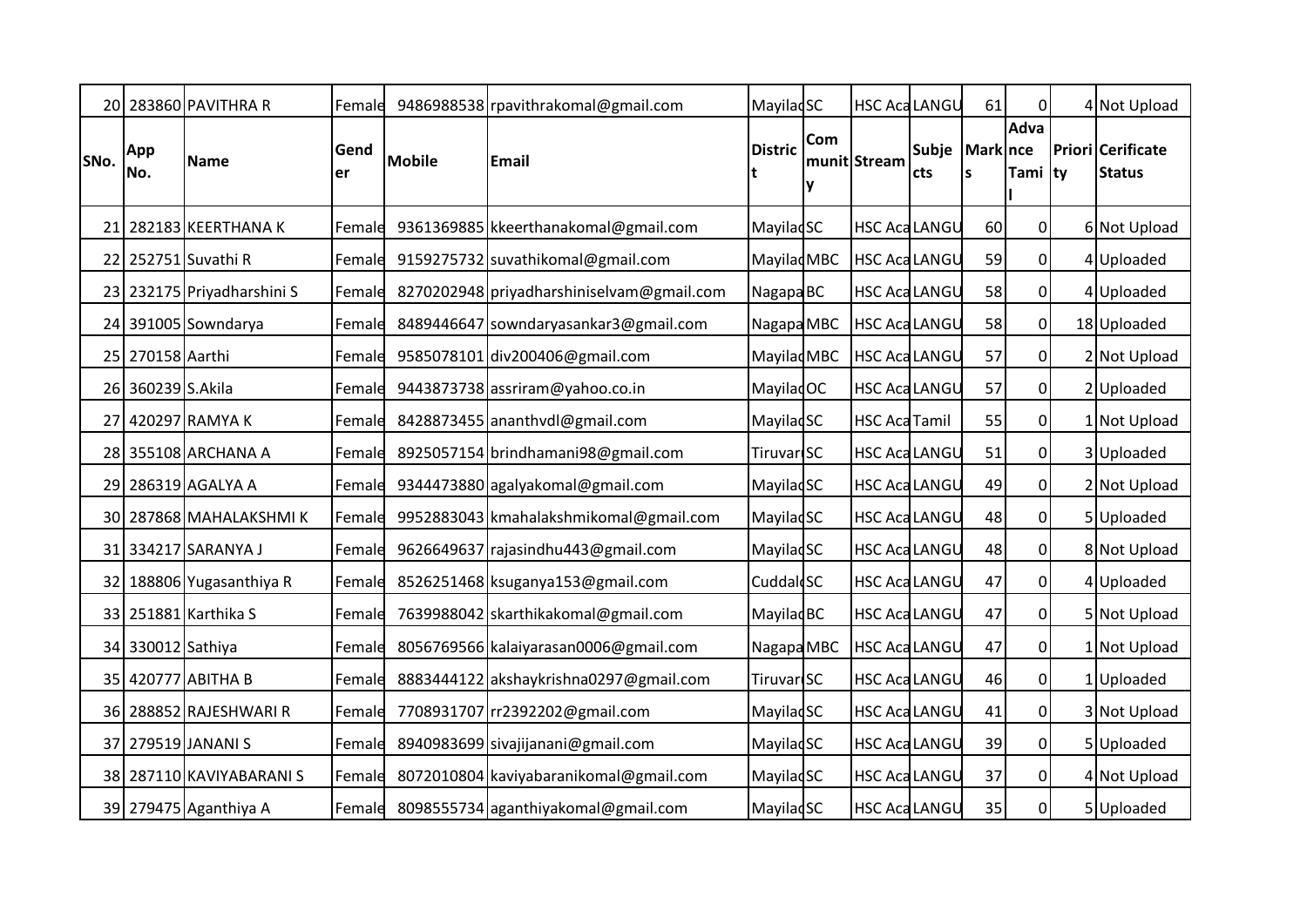| SNo. | App No. | Name | Gender | Mobile | Email | District | Community | Stream | Subjects | Marks | Advance Tamil | Priority | Cerificate Status |
|---|---|---|---|---|---|---|---|---|---|---|---|---|---|
| 20 | 283860 | PAVITHRA R | Female | 9486988538 | rpavithrakomal@gmail.com | Mayilad | SC | HSC Aca | LANGU | 61 | 0 | 4 | Not Upload |
| 21 | 282183 | KEERTHANA K | Female | 9361369885 | kkeerthanakomal@gmail.com | Mayilad | SC | HSC Aca | LANGU | 60 | 0 | 6 | Not Upload |
| 22 | 252751 | Suvathi R | Female | 9159275732 | suvathikomal@gmail.com | Mayilad | MBC | HSC Aca | LANGU | 59 | 0 | 4 | Uploaded |
| 23 | 232175 | Priyadharshini S | Female | 8270202948 | priyadharshiniselvam@gmail.com | Nagapa | BC | HSC Aca | LANGU | 58 | 0 | 4 | Uploaded |
| 24 | 391005 | Sowndarya | Female | 8489446647 | sowndaryasankar3@gmail.com | Nagapa | MBC | HSC Aca | LANGU | 58 | 0 | 18 | Uploaded |
| 25 | 270158 | Aarthi | Female | 9585078101 | div200406@gmail.com | Mayilad | MBC | HSC Aca | LANGU | 57 | 0 | 2 | Not Upload |
| 26 | 360239 | S.Akila | Female | 9443873738 | assriram@yahoo.co.in | Mayilad | OC | HSC Aca | LANGU | 57 | 0 | 2 | Uploaded |
| 27 | 420297 | RAMYA K | Female | 8428873455 | ananthvdl@gmail.com | Mayilad | SC | HSC Aca | Tamil | 55 | 0 | 1 | Not Upload |
| 28 | 355108 | ARCHANA A | Female | 8925057154 | brindhamani98@gmail.com | Tiruvar | SC | HSC Aca | LANGU | 51 | 0 | 3 | Uploaded |
| 29 | 286319 | AGALYA A | Female | 9344473880 | agalyakomal@gmail.com | Mayilad | SC | HSC Aca | LANGU | 49 | 0 | 2 | Not Upload |
| 30 | 287868 | MAHALAKSHMI K | Female | 9952883043 | kmahalakshmikomal@gmail.com | Mayilad | SC | HSC Aca | LANGU | 48 | 0 | 5 | Uploaded |
| 31 | 334217 | SARANYA J | Female | 9626649637 | rajasindhu443@gmail.com | Mayilad | SC | HSC Aca | LANGU | 48 | 0 | 8 | Not Upload |
| 32 | 188806 | Yugasanthiya R | Female | 8526251468 | ksuganya153@gmail.com | Cuddal | SC | HSC Aca | LANGU | 47 | 0 | 4 | Uploaded |
| 33 | 251881 | Karthika S | Female | 7639988042 | skarthikakomal@gmail.com | Mayilad | BC | HSC Aca | LANGU | 47 | 0 | 5 | Not Upload |
| 34 | 330012 | Sathiya | Female | 8056769566 | kalaiyarasan0006@gmail.com | Nagapa | MBC | HSC Aca | LANGU | 47 | 0 | 1 | Not Upload |
| 35 | 420777 | ABITHA B | Female | 8883444122 | akshaykrishna0297@gmail.com | Tiruvar | SC | HSC Aca | LANGU | 46 | 0 | 1 | Uploaded |
| 36 | 288852 | RAJESHWARI R | Female | 7708931707 | rr2392202@gmail.com | Mayilad | SC | HSC Aca | LANGU | 41 | 0 | 3 | Not Upload |
| 37 | 279519 | JANANI S | Female | 8940983699 | sivajijanani@gmail.com | Mayilad | SC | HSC Aca | LANGU | 39 | 0 | 5 | Uploaded |
| 38 | 287110 | KAVIYABARANI S | Female | 8072010804 | kaviyabaranikomal@gmail.com | Mayilad | SC | HSC Aca | LANGU | 37 | 0 | 4 | Not Upload |
| 39 | 279475 | Aganthiya A | Female | 8098555734 | aganthiyakomal@gmail.com | Mayilad | SC | HSC Aca | LANGU | 35 | 0 | 5 | Uploaded |